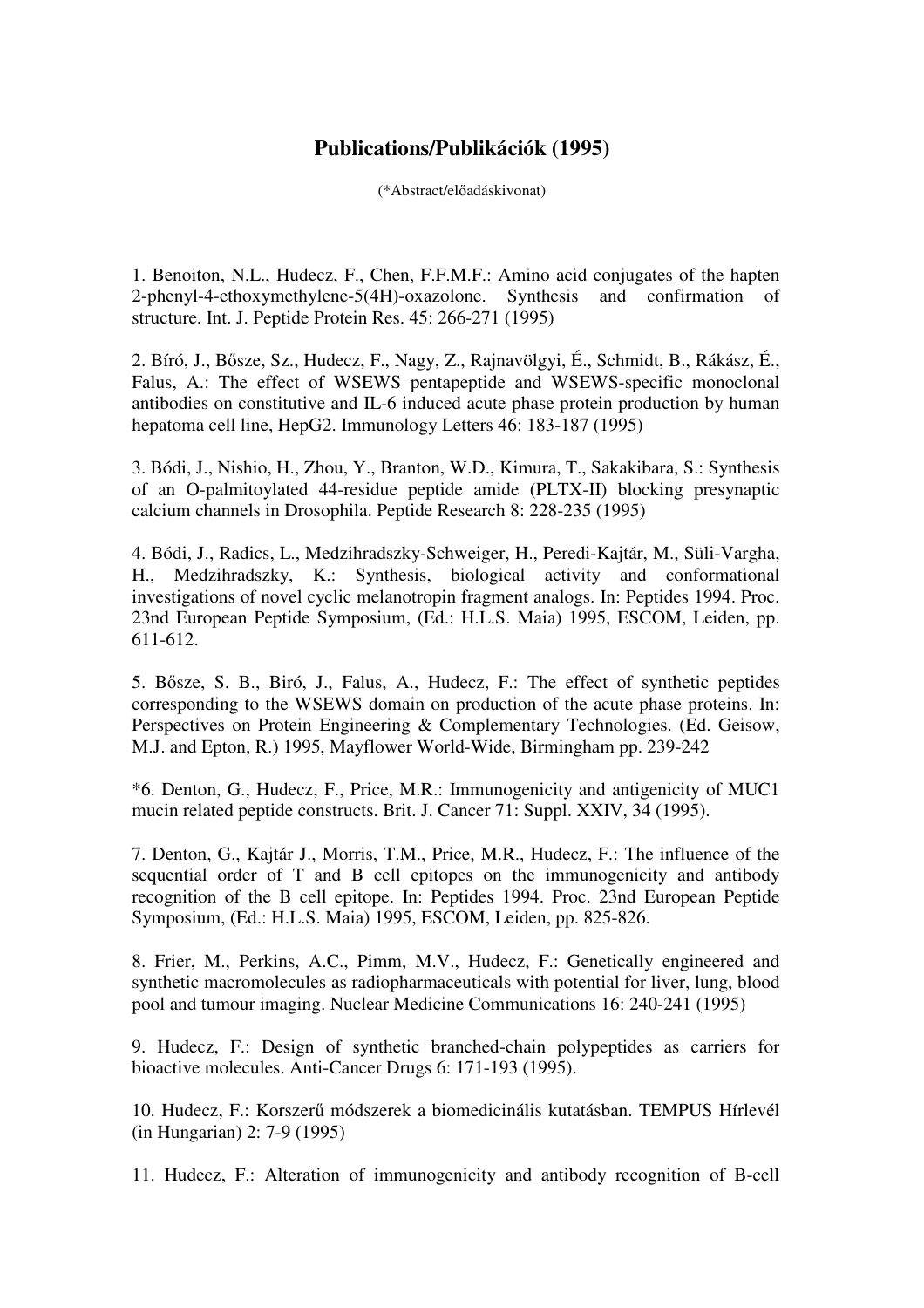# Publications/Publikációk (1995)

(*Abstract/előadáskivonat)

1. Benoiton, N.L., Hudecz, F., Chen, F.F.M.F.: Amino acid conjugates of the hapten 2-phenyl-4-ethoxymethylene-5(4H)-oxazolone. Synthesis and confirmation of structure. Int. J. Peptide Protein Res. 45: 266-271 (1995)

2. Bíró, J., Bősze, Sz., Hudecz, F., Nagy, Z., Rajnavölgyi, É., Schmidt, B., Rákász, É., Falus, A.: The effect of WSEWS pentapeptide and WSEWS-specific monoclonal antibodies on constitutive and IL-6 induced acute phase protein production by human hepatoma cell line, HepG2. Immunology Letters 46: 183-187 (1995)

3. Bódi, J., Nishio, H., Zhou, Y., Branton, W.D., Kimura, T., Sakakibara, S.: Synthesis of an O-palmitoylated 44-residue peptide amide (PLTX-II) blocking presynaptic calcium channels in Drosophila. Peptide Research 8: 228-235 (1995)

4. Bódi, J., Radics, L., Medzihradszky-Schweiger, H., Peredi-Kajtár, M., Süli-Vargha, H., Medzihradszky, K.: Synthesis, biological activity and conformational investigations of novel cyclic melanotropin fragment analogs. In: Peptides 1994. Proc. 23nd European Peptide Symposium, (Ed.: H.L.S. Maia) 1995, ESCOM, Leiden, pp. 611-612.

5. Bősze, S. B., Biró, J., Falus, A., Hudecz, F.: The effect of synthetic peptides corresponding to the WSEWS domain on production of the acute phase proteins. In: Perspectives on Protein Engineering & Complementary Technologies. (Ed. Geisow, M.J. and Epton, R.) 1995, Mayflower World-Wide, Birmingham pp. 239-242

*6. Denton, G., Hudecz, F., Price, M.R.: Immunogenicity and antigenicity of MUC1 mucin related peptide constructs. Brit. J. Cancer 71: Suppl. XXIV, 34 (1995).

7. Denton, G., Kajtár J., Morris, T.M., Price, M.R., Hudecz, F.: The influence of the sequential order of T and B cell epitopes on the immunogenicity and antibody recognition of the B cell epitope. In: Peptides 1994. Proc. 23nd European Peptide Symposium, (Ed.: H.L.S. Maia) 1995, ESCOM, Leiden, pp. 825-826.

8. Frier, M., Perkins, A.C., Pimm, M.V., Hudecz, F.: Genetically engineered and synthetic macromolecules as radiopharmaceuticals with potential for liver, lung, blood pool and tumour imaging. Nuclear Medicine Communications 16: 240-241 (1995)

9. Hudecz, F.: Design of synthetic branched-chain polypeptides as carriers for bioactive molecules. Anti-Cancer Drugs 6: 171-193 (1995).

10. Hudecz, F.: Korszerű módszerek a biomedicinális kutatásban. TEMPUS Hírlevél (in Hungarian) 2: 7-9 (1995)

11. Hudecz, F.: Alteration of immunogenicity and antibody recognition of B-cell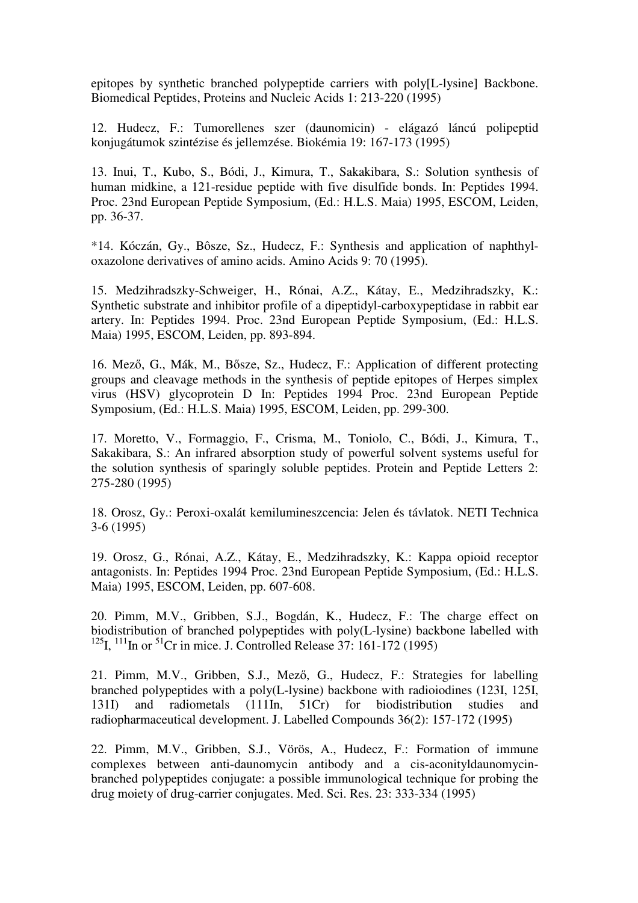epitopes by synthetic branched polypeptide carriers with poly[L-lysine] Backbone. Biomedical Peptides, Proteins and Nucleic Acids 1: 213-220 (1995)

12. Hudecz, F.: Tumorellenes szer (daunomicin) - elágazó láncú polipeptid konjugátumok szintézise és jellemzése. Biokémia 19: 167-173 (1995)

13. Inui, T., Kubo, S., Bódi, J., Kimura, T., Sakakibara, S.: Solution synthesis of human midkine, a 121-residue peptide with five disulfide bonds. In: Peptides 1994. Proc. 23nd European Peptide Symposium, (Ed.: H.L.S. Maia) 1995, ESCOM, Leiden, pp. 36-37.

*14. Kóczán, Gy., Bôsze, Sz., Hudecz, F.: Synthesis and application of naphthyl-oxazolone derivatives of amino acids. Amino Acids 9: 70 (1995).

15. Medzihradszky-Schweiger, H., Rónai, A.Z., Kátay, E., Medzihradszky, K.: Synthetic substrate and inhibitor profile of a dipeptidyl-carboxypeptidase in rabbit ear artery. In: Peptides 1994. Proc. 23nd European Peptide Symposium, (Ed.: H.L.S. Maia) 1995, ESCOM, Leiden, pp. 893-894.

16. Mező, G., Mák, M., Bősze, Sz., Hudecz, F.: Application of different protecting groups and cleavage methods in the synthesis of peptide epitopes of Herpes simplex virus (HSV) glycoprotein D In: Peptides 1994 Proc. 23nd European Peptide Symposium, (Ed.: H.L.S. Maia) 1995, ESCOM, Leiden, pp. 299-300.

17. Moretto, V., Formaggio, F., Crisma, M., Toniolo, C., Bódi, J., Kimura, T., Sakakibara, S.: An infrared absorption study of powerful solvent systems useful for the solution synthesis of sparingly soluble peptides. Protein and Peptide Letters 2: 275-280 (1995)

18. Orosz, Gy.: Peroxi-oxalát kemilumineszcencia: Jelen és távlatok. NETI Technica 3-6 (1995)

19. Orosz, G., Rónai, A.Z., Kátay, E., Medzihradszky, K.: Kappa opioid receptor antagonists. In: Peptides 1994 Proc. 23nd European Peptide Symposium, (Ed.: H.L.S. Maia) 1995, ESCOM, Leiden, pp. 607-608.

20. Pimm, M.V., Gribben, S.J., Bogdán, K., Hudecz, F.: The charge effect on biodistribution of branched polypeptides with poly(L-lysine) backbone labelled with $^{125}I$, $^{111}In$ or $^{51}Cr$ in mice. J. Controlled Release 37: 161-172 (1995)

21. Pimm, M.V., Gribben, S.J., Mező, G., Hudecz, F.: Strategies for labelling branched polypeptides with a poly(L-lysine) backbone with radioiodines (123I, 125I, 131I) and radiometals (111In, 51Cr) for biodistribution studies and radiopharmaceutical development. J. Labelled Compounds 36(2): 157-172 (1995)

22. Pimm, M.V., Gribben, S.J., Vörös, A., Hudecz, F.: Formation of immune complexes between anti-daunomycin antibody and a cis-aconityldaunomycin-branched polypeptides conjugate: a possible immunological technique for probing the drug moiety of drug-carrier conjugates. Med. Sci. Res. 23: 333-334 (1995)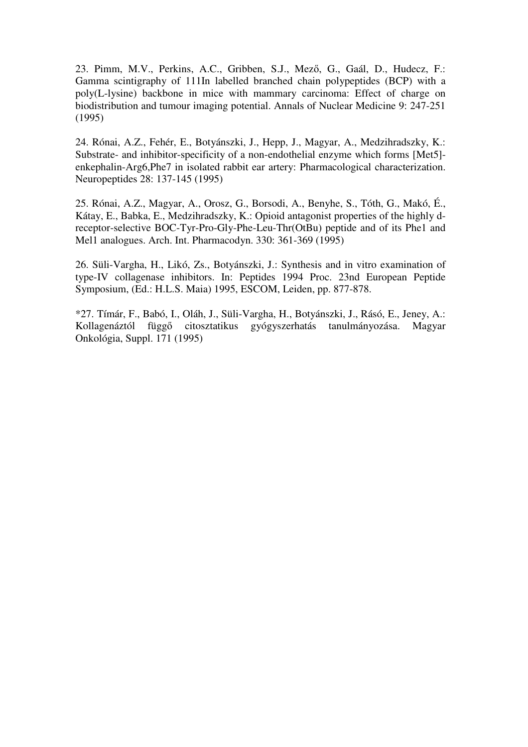23. Pimm, M.V., Perkins, A.C., Gribben, S.J., Mező, G., Gaál, D., Hudecz, F.: Gamma scintigraphy of 111In labelled branched chain polypeptides (BCP) with a poly(L-lysine) backbone in mice with mammary carcinoma: Effect of charge on biodistribution and tumour imaging potential. Annals of Nuclear Medicine 9: 247-251 (1995)

24. Rónai, A.Z., Fehér, E., Botyánszki, J., Hepp, J., Magyar, A., Medzihradszky, K.: Substrate- and inhibitor-specificity of a non-endothelial enzyme which forms [Met5]-enkephalin-Arg6,Phe7 in isolated rabbit ear artery: Pharmacological characterization. Neuropeptides 28: 137-145 (1995)

25. Rónai, A.Z., Magyar, A., Orosz, G., Borsodi, A., Benyhe, S., Tóth, G., Makó, É., Kátay, E., Babka, E., Medzihradszky, K.: Opioid antagonist properties of the highly d-receptor-selective BOC-Tyr-Pro-Gly-Phe-Leu-Thr(OtBu) peptide and of its Phe1 and Mel1 analogues. Arch. Int. Pharmacodyn. 330: 361-369 (1995)

26. Süli-Vargha, H., Likó, Zs., Botyánszki, J.: Synthesis and in vitro examination of type-IV collagenase inhibitors. In: Peptides 1994 Proc. 23nd European Peptide Symposium, (Ed.: H.L.S. Maia) 1995, ESCOM, Leiden, pp. 877-878.

*27. Tímár, F., Babó, I., Oláh, J., Süli-Vargha, H., Botyánszki, J., Rásó, E., Jeney, A.: Kollagenáztól függő citosztatikus gyógyszerhatás tanulmányozása. Magyar Onkológia, Suppl. 171 (1995)